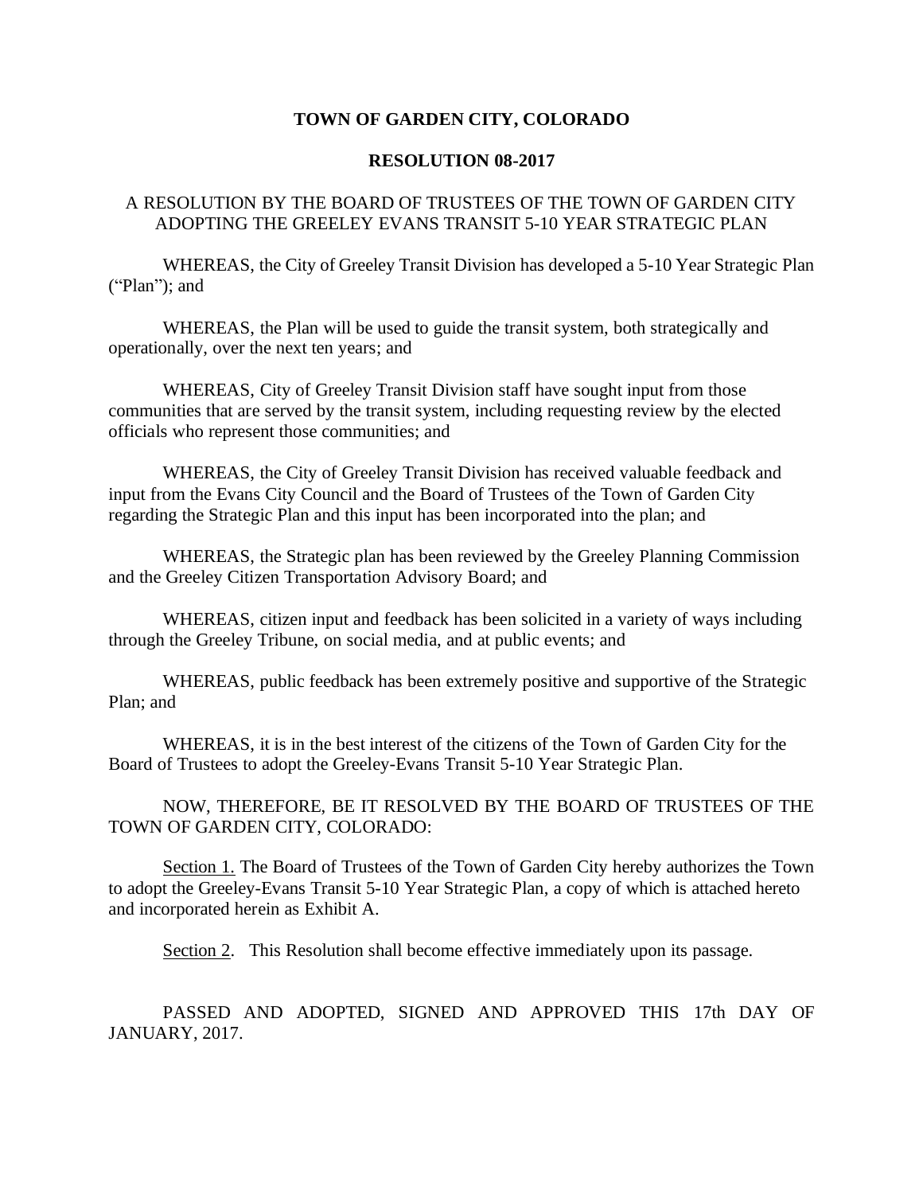# TOWN OF GARDEN CITY, COLORADO

## RESOLUTION 08-2017

A RESOLUTION BY THE BOARD OF TRUSTEES OF THE TOWN OF GARDEN CITY ADOPTING THE GREELEY EVANS TRANSIT 5-10 YEAR STRATEGIC PLAN

WHEREAS, the City of Greeley Transit Division has developed a 5-10 Year Strategic Plan ("Plan"); and

WHEREAS, the Plan will be used to guide the transit system, both strategically and operationally, over the next ten years; and

WHEREAS, City of Greeley Transit Division staff have sought input from those communities that are served by the transit system, including requesting review by the elected officials who represent those communities; and

WHEREAS, the City of Greeley Transit Division has received valuable feedback and input from the Evans City Council and the Board of Trustees of the Town of Garden City regarding the Strategic Plan and this input has been incorporated into the plan; and

WHEREAS, the Strategic plan has been reviewed by the Greeley Planning Commission and the Greeley Citizen Transportation Advisory Board; and

WHEREAS, citizen input and feedback has been solicited in a variety of ways including through the Greeley Tribune, on social media, and at public events; and

WHEREAS, public feedback has been extremely positive and supportive of the Strategic Plan; and

WHEREAS, it is in the best interest of the citizens of the Town of Garden City for the Board of Trustees to adopt the Greeley-Evans Transit 5-10 Year Strategic Plan.

NOW, THEREFORE, BE IT RESOLVED BY THE BOARD OF TRUSTEES OF THE TOWN OF GARDEN CITY, COLORADO:

<u>Section 1.</u> The Board of Trustees of the Town of Garden City hereby authorizes the Town to adopt the Greeley-Evans Transit 5-10 Year Strategic Plan, a copy of which is attached hereto and incorporated herein as Exhibit A.

<u>Section 2</u>. This Resolution shall become effective immediately upon its passage.

PASSED AND ADOPTED, SIGNED AND APPROVED THIS 17th DAY OF JANUARY, 2017.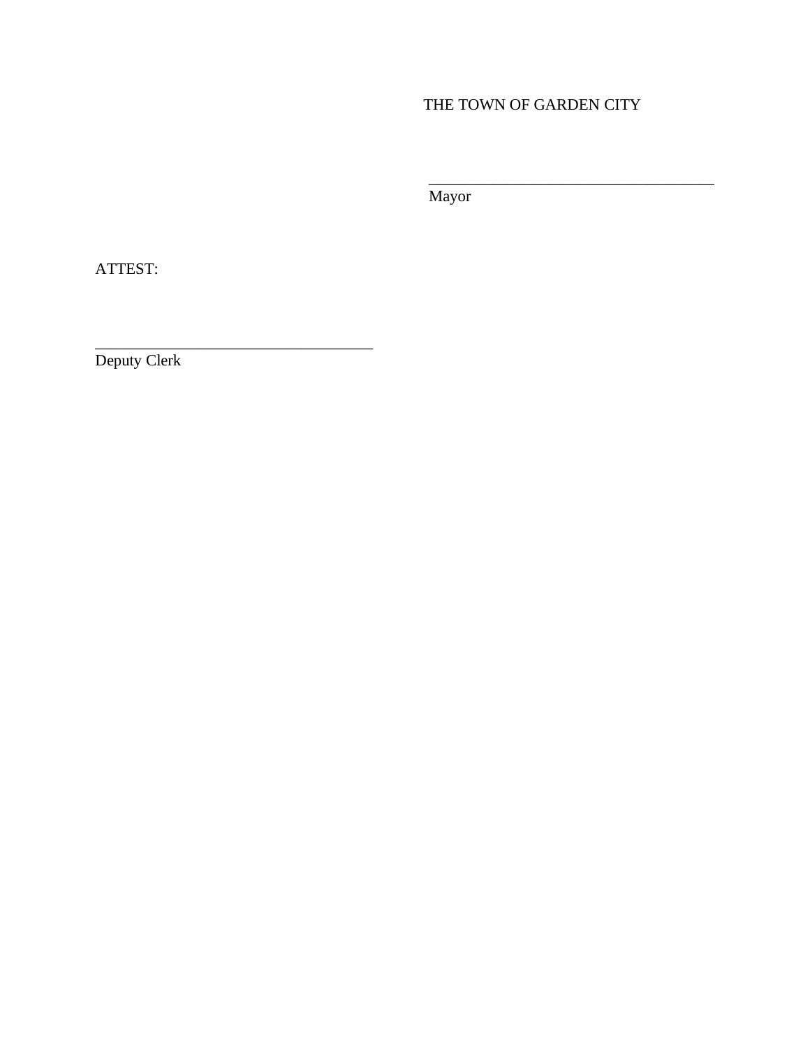THE TOWN OF GARDEN CITY

_____________________________________
Mayor

ATTEST:

____________________________________
Deputy Clerk